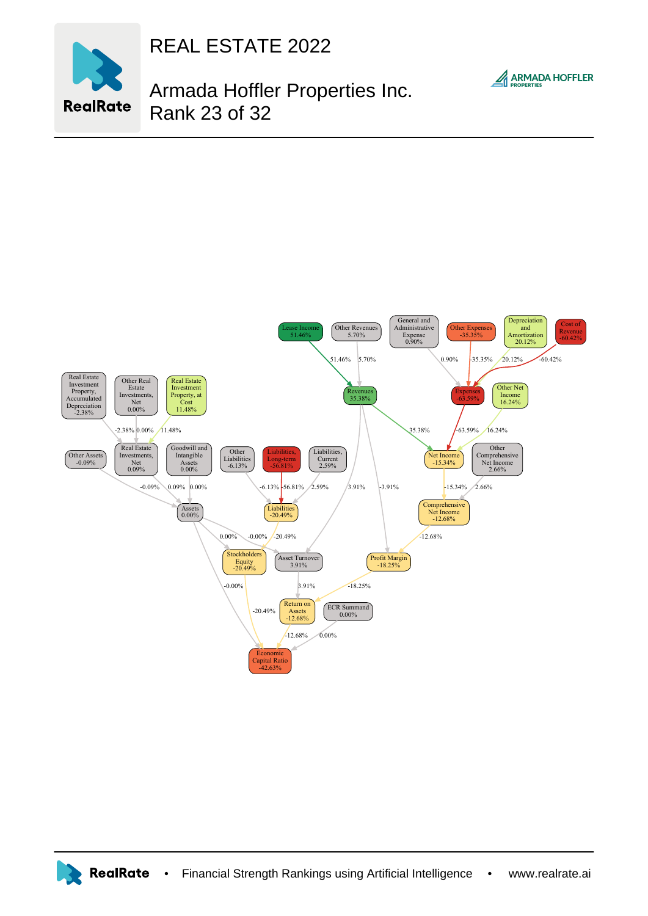# REAL ESTATE 2022

## Armada Hoffler Properties Inc.
## Rank 23 of 32

Lease Income 51.46%
Other Revenues 5.70%
General and Administrative Expense 0.90%
Other Expenses -35.35%
Depreciation and Amortization 20.12%
Cost of Revenue -60.42%

Revenues 35.38%
Expenses -63.59%
Other Net Income 16.24%

Real Estate Investment Property, Accumulated Depreciation -2.38%
Other Real Estate Investments, Net 0.00%
Real Estate Investment Property, at Cost 11.48%

Other Assets -0.09%
Real Estate Investments, Net 0.09%
Goodwill and Intangible Assets 0.00%
Other Liabilities -6.13%
Liabilities, Long-term -56.81%
Liabilities, Current 2.59%
Net Income -15.34%
Other Comprehensive Net Income 2.66%

Assets 0.00%
Liabilities -20.49%
Comprehensive Net Income -12.68%

Stockholders Equity -20.49%
Asset Turnover 3.91%
Profit Margin -18.25%

Return on Assets -12.68%
ECR Summand 0.00%

Economic Capital Ratio -42.63%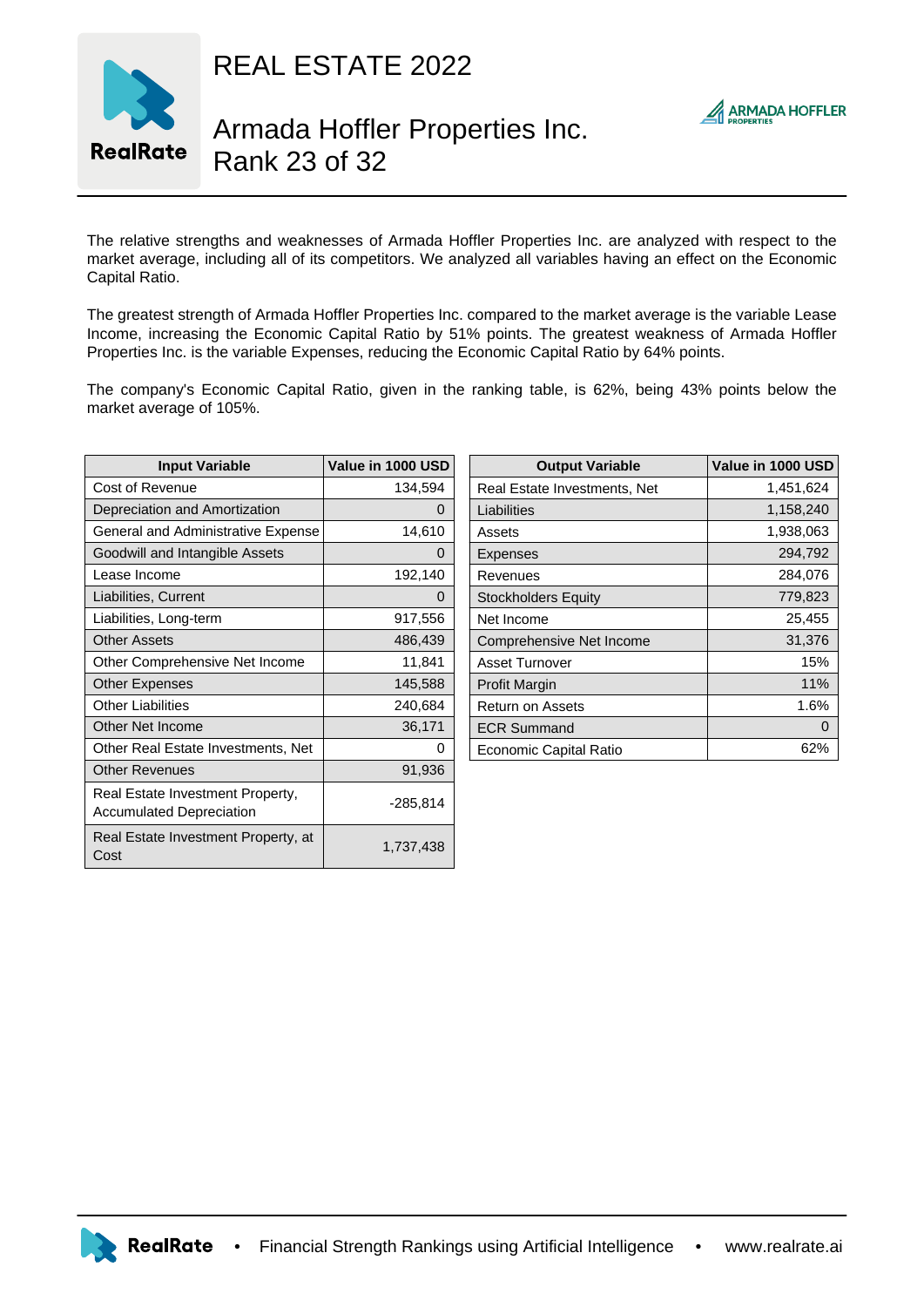# REAL ESTATE 2022

# Armada Hoffler Properties Inc.
Rank 23 of 32

The relative strengths and weaknesses of Armada Hoffler Properties Inc. are analyzed with respect to the market average, including all of its competitors. We analyzed all variables having an effect on the Economic Capital Ratio.

The greatest strength of Armada Hoffler Properties Inc. compared to the market average is the variable Lease Income, increasing the Economic Capital Ratio by 51% points. The greatest weakness of Armada Hoffler Properties Inc. is the variable Expenses, reducing the Economic Capital Ratio by 64% points.

The company's Economic Capital Ratio, given in the ranking table, is 62%, being 43% points below the market average of 105%.

| Input Variable | Value in 1000 USD |
|---|---|
| Cost of Revenue | 134,594 |
| Depreciation and Amortization | 0 |
| General and Administrative Expense | 14,610 |
| Goodwill and Intangible Assets | 0 |
| Lease Income | 192,140 |
| Liabilities, Current | 0 |
| Liabilities, Long-term | 917,556 |
| Other Assets | 486,439 |
| Other Comprehensive Net Income | 11,841 |
| Other Expenses | 145,588 |
| Other Liabilities | 240,684 |
| Other Net Income | 36,171 |
| Other Real Estate Investments, Net | 0 |
| Other Revenues | 91,936 |
| Real Estate Investment Property, Accumulated Depreciation | -285,814 |
| Real Estate Investment Property, at Cost | 1,737,438 |

| Output Variable | Value in 1000 USD |
|---|---|
| Real Estate Investments, Net | 1,451,624 |
| Liabilities | 1,158,240 |
| Assets | 1,938,063 |
| Expenses | 294,792 |
| Revenues | 284,076 |
| Stockholders Equity | 779,823 |
| Net Income | 25,455 |
| Comprehensive Net Income | 31,376 |
| Asset Turnover | 15% |
| Profit Margin | 11% |
| Return on Assets | 1.6% |
| ECR Summand | 0 |
| Economic Capital Ratio | 62% |